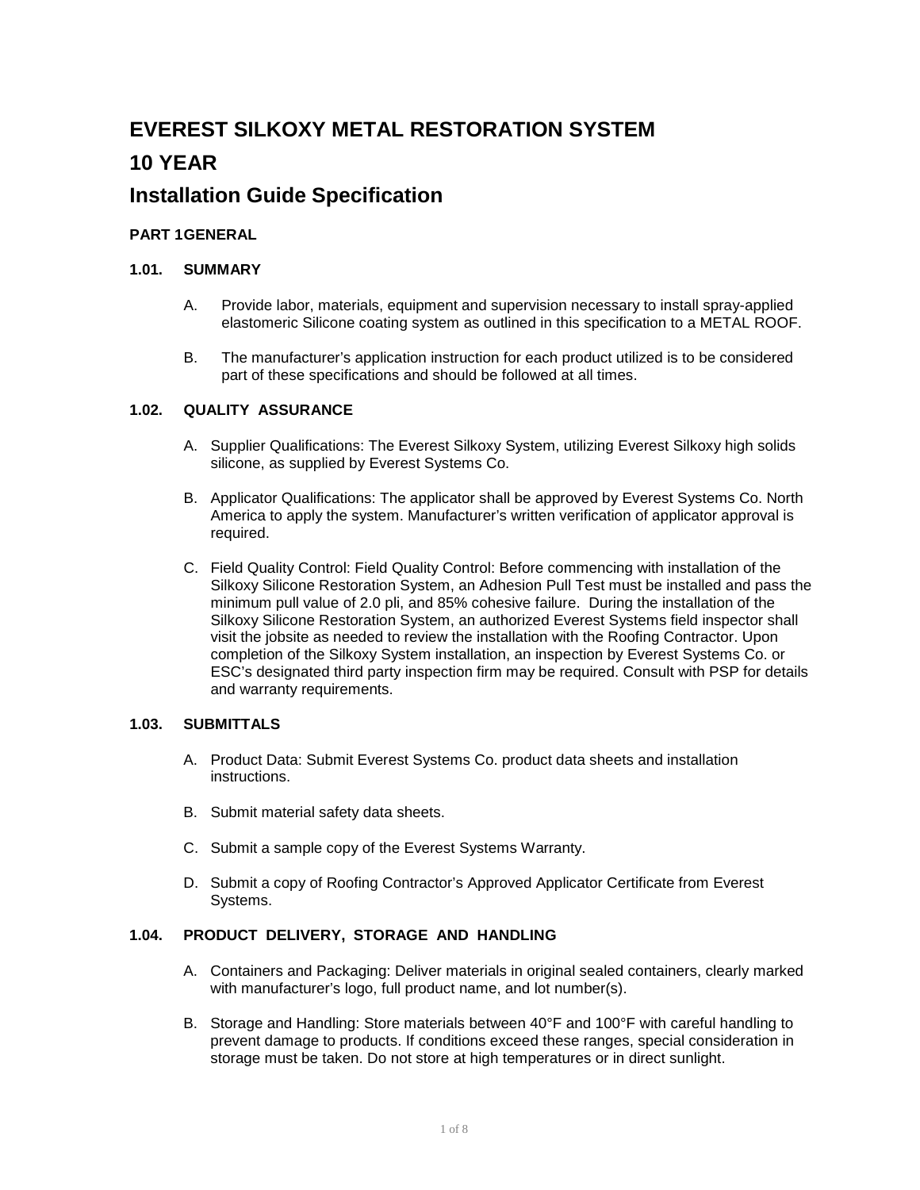# EVEREST SILKOXY METAL RESTORATION SYSTEM

# 10 YEAR

# Installation Guide Specification

**PART 1GENERAL**

**1.01. SUMMARY**

A. Provide labor, materials, equipment and supervision necessary to install spray-applied elastomeric Silicone coating system as outlined in this specification to a METAL ROOF.

B. The manufacturer's application instruction for each product utilized is to be considered part of these specifications and should be followed at all times.

**1.02. QUALITY ASSURANCE**

A. Supplier Qualifications: The Everest Silkoxy System, utilizing Everest Silkoxy high solids silicone, as supplied by Everest Systems Co.

B. Applicator Qualifications: The applicator shall be approved by Everest Systems Co. North America to apply the system. Manufacturer's written verification of applicator approval is required.

C. Field Quality Control: Field Quality Control: Before commencing with installation of the Silkoxy Silicone Restoration System, an Adhesion Pull Test must be installed and pass the minimum pull value of 2.0 pli, and 85% cohesive failure. During the installation of the Silkoxy Silicone Restoration System, an authorized Everest Systems field inspector shall visit the jobsite as needed to review the installation with the Roofing Contractor. Upon completion of the Silkoxy System installation, an inspection by Everest Systems Co. or ESC's designated third party inspection firm may be required. Consult with PSP for details and warranty requirements.

**1.03. SUBMITTALS**

A. Product Data: Submit Everest Systems Co. product data sheets and installation instructions.

B. Submit material safety data sheets.

C. Submit a sample copy of the Everest Systems Warranty.

D. Submit a copy of Roofing Contractor's Approved Applicator Certificate from Everest Systems.

**1.04. PRODUCT DELIVERY, STORAGE AND HANDLING**

A. Containers and Packaging: Deliver materials in original sealed containers, clearly marked with manufacturer's logo, full product name, and lot number(s).

B. Storage and Handling: Store materials between 40°F and 100°F with careful handling to prevent damage to products. If conditions exceed these ranges, special consideration in storage must be taken. Do not store at high temperatures or in direct sunlight.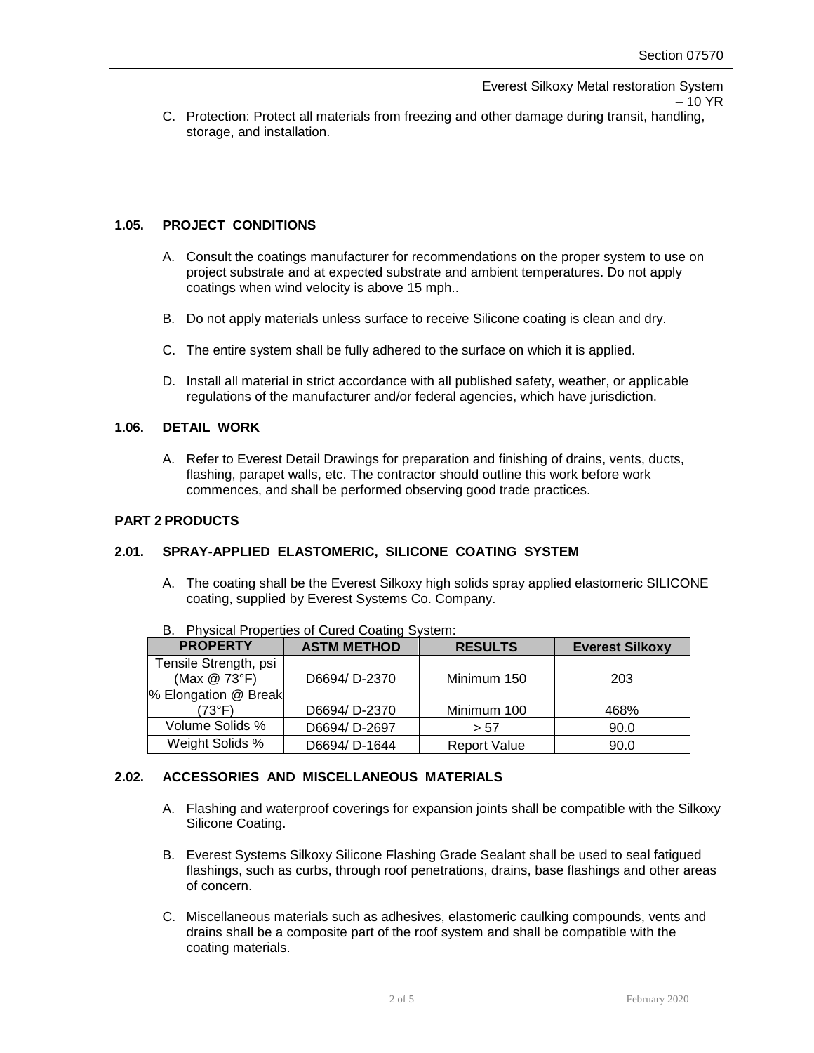C. Protection: Protect all materials from freezing and other damage during transit, handling, storage, and installation.

### 1.05. PROJECT CONDITIONS

A. Consult the coatings manufacturer for recommendations on the proper system to use on project substrate and at expected substrate and ambient temperatures. Do not apply coatings when wind velocity is above 15 mph..

B. Do not apply materials unless surface to receive Silicone coating is clean and dry.

C. The entire system shall be fully adhered to the surface on which it is applied.

D. Install all material in strict accordance with all published safety, weather, or applicable regulations of the manufacturer and/or federal agencies, which have jurisdiction.

### 1.06. DETAIL WORK

A. Refer to Everest Detail Drawings for preparation and finishing of drains, vents, ducts, flashing, parapet walls, etc. The contractor should outline this work before work commences, and shall be performed observing good trade practices.

## PART 2 PRODUCTS

### 2.01. SPRAY-APPLIED ELASTOMERIC, SILICONE COATING SYSTEM

A. The coating shall be the Everest Silkoxy high solids spray applied elastomeric SILICONE coating, supplied by Everest Systems Co. Company.

B. Physical Properties of Cured Coating System:

| PROPERTY | ASTM METHOD | RESULTS | Everest Silkoxy |
|---|---|---|---|
| Tensile Strength, psi (Max @ 73°F) | D6694/ D-2370 | Minimum 150 | 203 |
| % Elongation @ Break (73°F) | D6694/ D-2370 | Minimum 100 | 468% |
| Volume Solids % | D6694/ D-2697 | > 57 | 90.0 |
| Weight Solids % | D6694/ D-1644 | Report Value | 90.0 |

### 2.02. ACCESSORIES AND MISCELLANEOUS MATERIALS

A. Flashing and waterproof coverings for expansion joints shall be compatible with the Silkoxy Silicone Coating.

B. Everest Systems Silkoxy Silicone Flashing Grade Sealant shall be used to seal fatigued flashings, such as curbs, through roof penetrations, drains, base flashings and other areas of concern.

C. Miscellaneous materials such as adhesives, elastomeric caulking compounds, vents and drains shall be a composite part of the roof system and shall be compatible with the coating materials.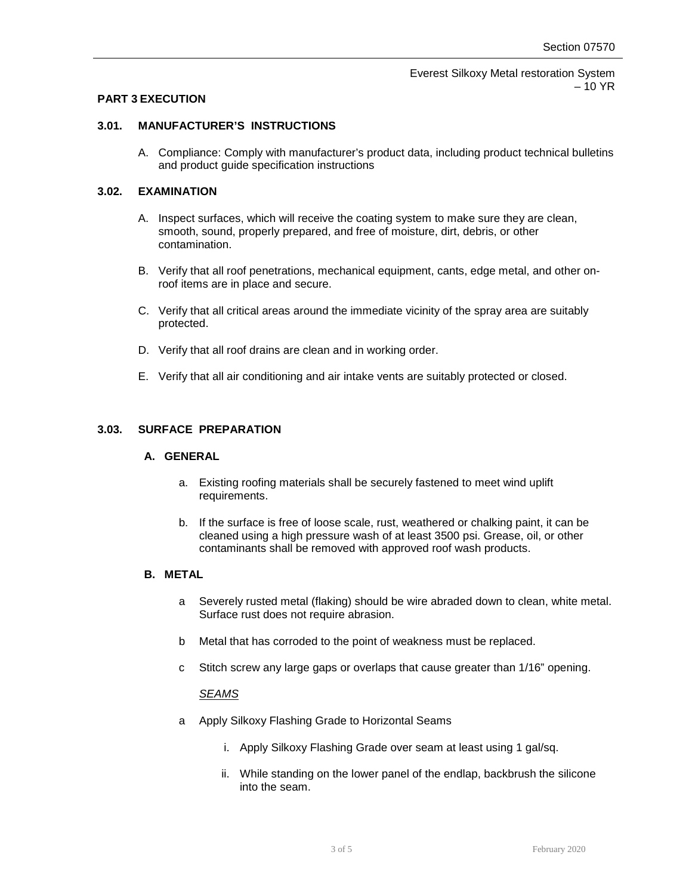## PART 3 EXECUTION

### 3.01. MANUFACTURER'S INSTRUCTIONS

A. Compliance: Comply with manufacturer's product data, including product technical bulletins and product guide specification instructions

### 3.02. EXAMINATION

A. Inspect surfaces, which will receive the coating system to make sure they are clean, smooth, sound, properly prepared, and free of moisture, dirt, debris, or other contamination.

B. Verify that all roof penetrations, mechanical equipment, cants, edge metal, and other on-roof items are in place and secure.

C. Verify that all critical areas around the immediate vicinity of the spray area are suitably protected.

D. Verify that all roof drains are clean and in working order.

E. Verify that all air conditioning and air intake vents are suitably protected or closed.

### 3.03. SURFACE PREPARATION

#### A. GENERAL

a. Existing roofing materials shall be securely fastened to meet wind uplift requirements.

b. If the surface is free of loose scale, rust, weathered or chalking paint, it can be cleaned using a high pressure wash of at least 3500 psi. Grease, oil, or other contaminants shall be removed with approved roof wash products.

#### B. METAL

a Severely rusted metal (flaking) should be wire abraded down to clean, white metal. Surface rust does not require abrasion.

b Metal that has corroded to the point of weakness must be replaced.

c Stitch screw any large gaps or overlaps that cause greater than 1/16" opening.

*SEAMS*

a Apply Silkoxy Flashing Grade to Horizontal Seams

   i. Apply Silkoxy Flashing Grade over seam at least using 1 gal/sq.

   ii. While standing on the lower panel of the endlap, backbrush the silicone into the seam.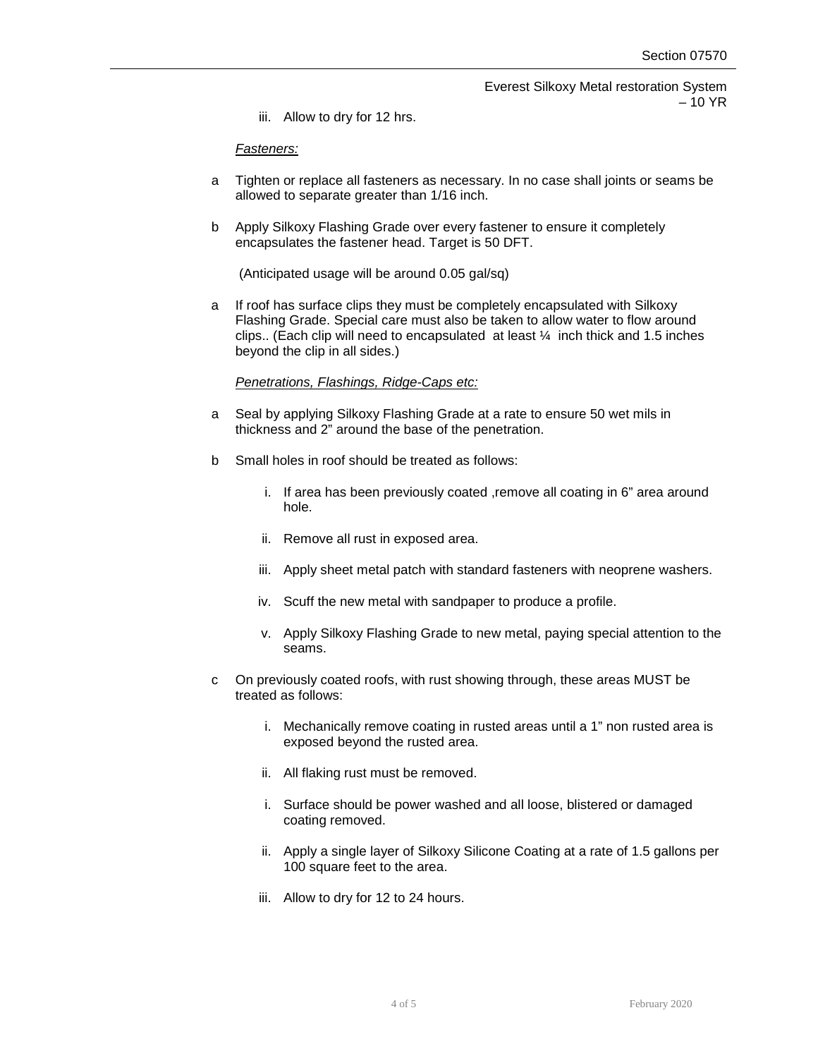iii. Allow to dry for 12 hrs.

*Fasteners:*

a Tighten or replace all fasteners as necessary. In no case shall joints or seams be allowed to separate greater than 1/16 inch.

b Apply Silkoxy Flashing Grade over every fastener to ensure it completely encapsulates the fastener head. Target is 50 DFT.

(Anticipated usage will be around 0.05 gal/sq)

a If roof has surface clips they must be completely encapsulated with Silkoxy Flashing Grade. Special care must also be taken to allow water to flow around clips.. (Each clip will need to encapsulated at least ¼ inch thick and 1.5 inches beyond the clip in all sides.)

*Penetrations, Flashings, Ridge-Caps etc:*

a Seal by applying Silkoxy Flashing Grade at a rate to ensure 50 wet mils in thickness and 2" around the base of the penetration.

b Small holes in roof should be treated as follows:

i. If area has been previously coated ,remove all coating in 6" area around hole.

ii. Remove all rust in exposed area.

iii. Apply sheet metal patch with standard fasteners with neoprene washers.

iv. Scuff the new metal with sandpaper to produce a profile.

v. Apply Silkoxy Flashing Grade to new metal, paying special attention to the seams.

c On previously coated roofs, with rust showing through, these areas MUST be treated as follows:

i. Mechanically remove coating in rusted areas until a 1" non rusted area is exposed beyond the rusted area.

ii. All flaking rust must be removed.

i. Surface should be power washed and all loose, blistered or damaged coating removed.

ii. Apply a single layer of Silkoxy Silicone Coating at a rate of 1.5 gallons per 100 square feet to the area.

iii. Allow to dry for 12 to 24 hours.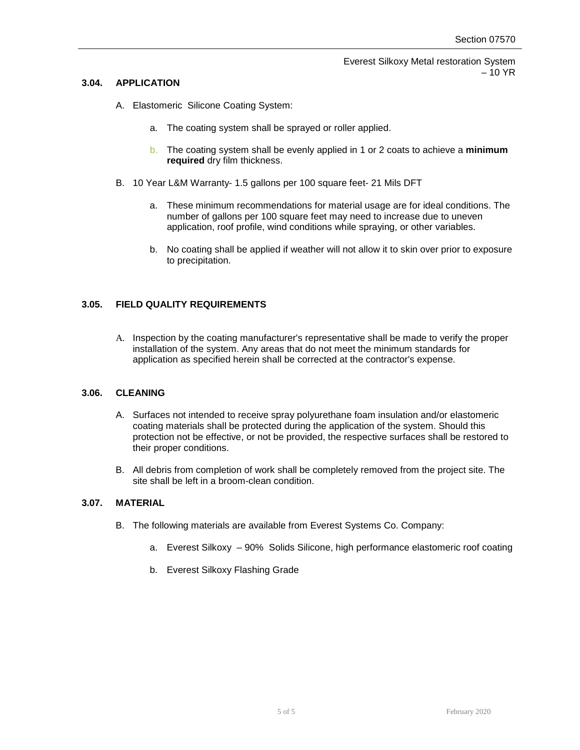### 3.04. APPLICATION

A. Elastomeric Silicone Coating System:

  a. The coating system shall be sprayed or roller applied.

  b. The coating system shall be evenly applied in 1 or 2 coats to achieve a **minimum required** dry film thickness.

B. 10 Year L&M Warranty- 1.5 gallons per 100 square feet- 21 Mils DFT

  a. These minimum recommendations for material usage are for ideal conditions. The number of gallons per 100 square feet may need to increase due to uneven application, roof profile, wind conditions while spraying, or other variables.

  b. No coating shall be applied if weather will not allow it to skin over prior to exposure to precipitation.

### 3.05. FIELD QUALITY REQUIREMENTS

A. Inspection by the coating manufacturer's representative shall be made to verify the proper installation of the system. Any areas that do not meet the minimum standards for application as specified herein shall be corrected at the contractor's expense.

### 3.06. CLEANING

A. Surfaces not intended to receive spray polyurethane foam insulation and/or elastomeric coating materials shall be protected during the application of the system. Should this protection not be effective, or not be provided, the respective surfaces shall be restored to their proper conditions.

B. All debris from completion of work shall be completely removed from the project site. The site shall be left in a broom-clean condition.

### 3.07. MATERIAL

B. The following materials are available from Everest Systems Co. Company:

  a. Everest Silkoxy – 90% Solids Silicone, high performance elastomeric roof coating

  b. Everest Silkoxy Flashing Grade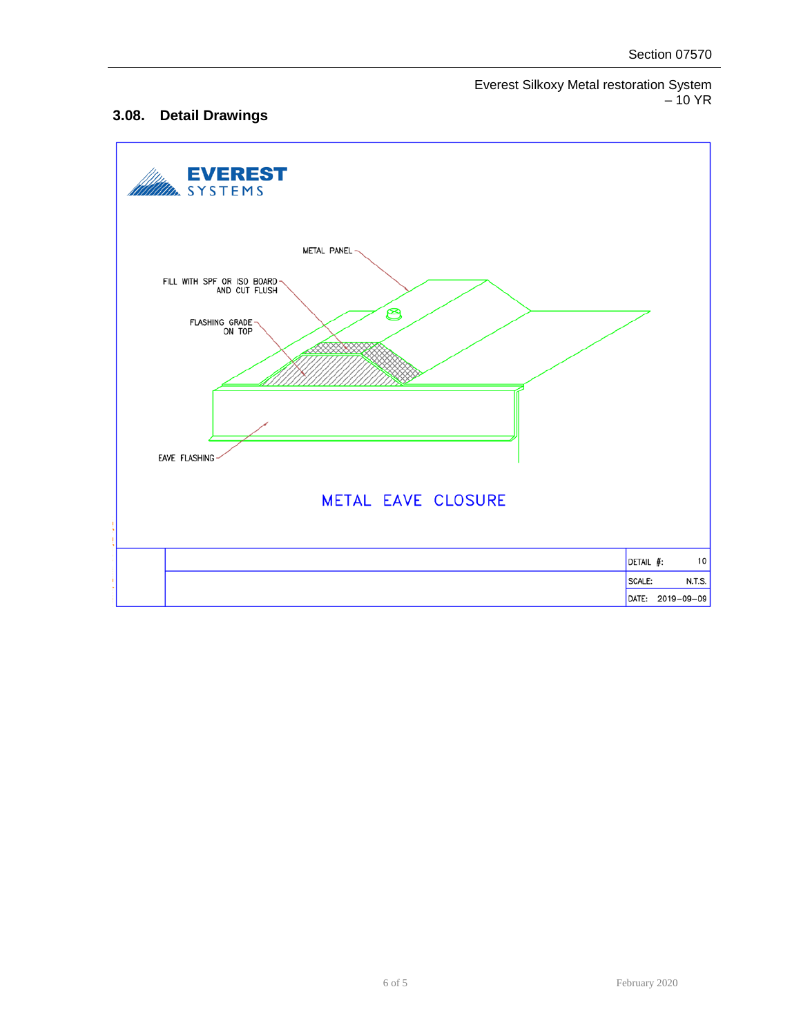### 3.08. Detail Drawings

EVEREST SYSTEMS

METAL PANEL

FILL WITH SPF OR ISO BOARD AND CUT FLUSH

FLASHING GRADE ON TOP

EAVE FLASHING

METAL EAVE CLOSURE

| | | |
|---|---|---|
| | | DETAIL #: 10 |
| | | SCALE: N.T.S. |
| | | DATE: 2019–09–09 |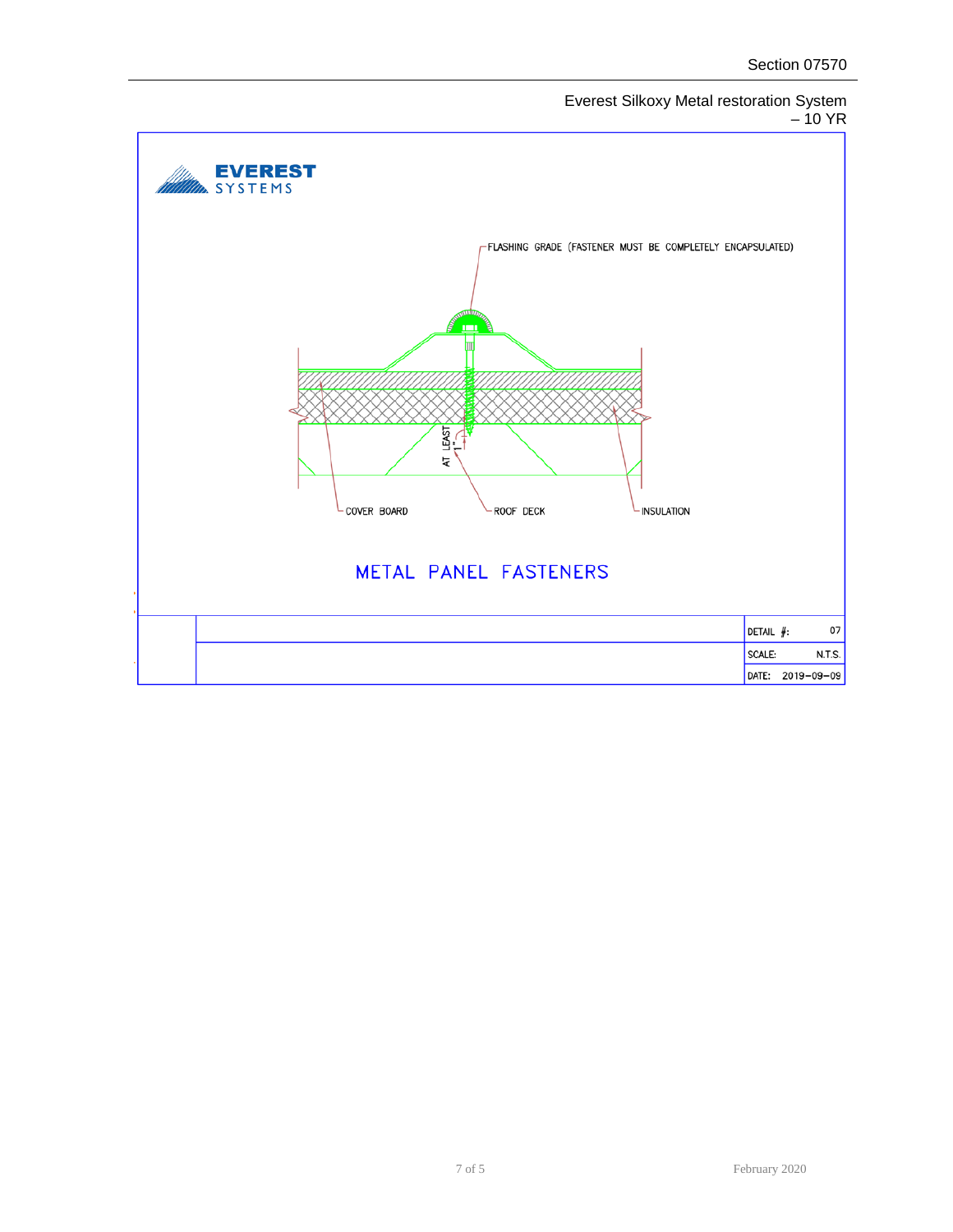Everest Silkoxy Metal restoration System – 10 YR

EVEREST SYSTEMS

FLASHING GRADE (FASTENER MUST BE COMPLETELY ENCAPSULATED)

AT LEAST 1"

COVER BOARD

ROOF DECK

INSULATION

METAL PANEL FASTENERS

| | | |
|---|---|---|
| | | DETAIL #: 07 |
| | | SCALE: N.T.S. |
| | | DATE: 2019-09-09 |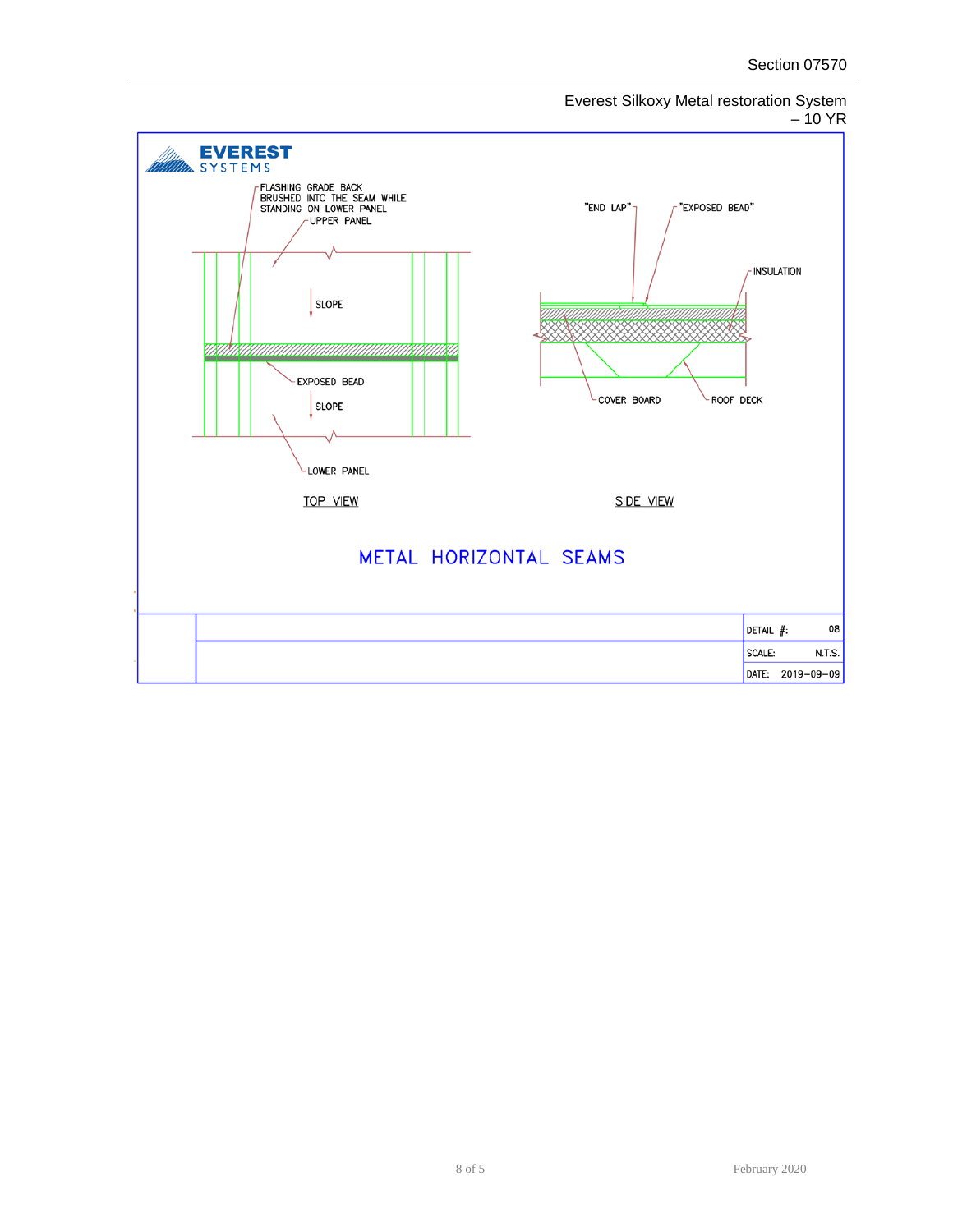Everest Silkoxy Metal restoration System – 10 YR

EVEREST SYSTEMS

FLASHING GRADE BACK BRUSHED INTO THE SEAM WHILE STANDING ON LOWER PANEL

UPPER PANEL

SLOPE

EXPOSED BEAD

SLOPE

LOWER PANEL

TOP VIEW

"END LAP"

"EXPOSED BEAD"

INSULATION

COVER BOARD

ROOF DECK

SIDE VIEW

METAL HORIZONTAL SEAMS

| | | |
|---|---|---|
| | | DETAIL #: 08 |
| | | SCALE: N.T.S. |
| | | DATE: 2019-09-09 |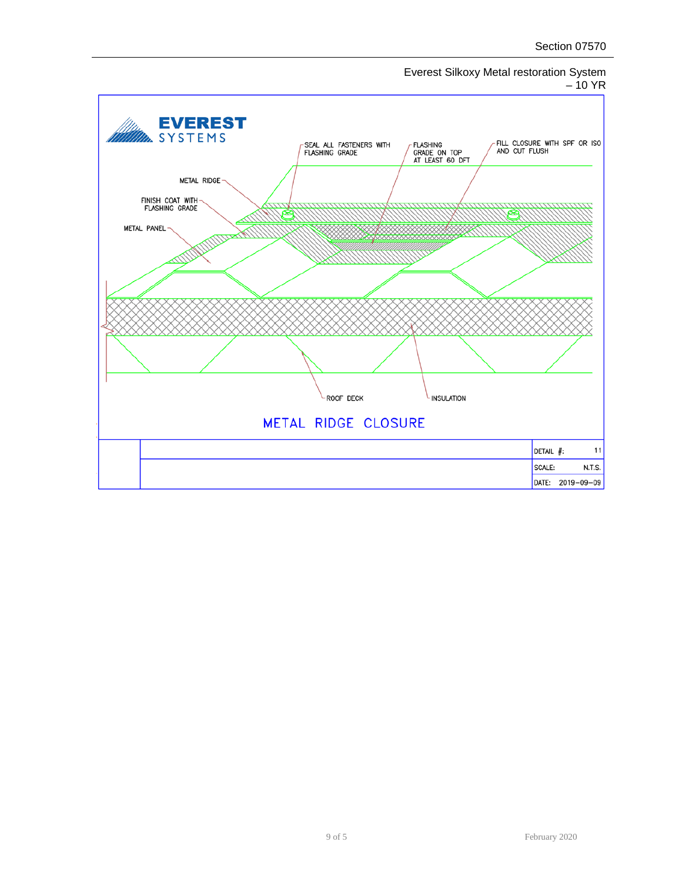Everest Silkoxy Metal restoration System – 10 YR

EVEREST SYSTEMS

SEAL ALL FASTENERS WITH FLASHING GRADE

FLASHING GRADE ON TOP AT LEAST 60 DFT

FILL CLOSURE WITH SPF OR ISO AND CUT FLUSH

METAL RIDGE

FINISH COAT WITH FLASHING GRADE

METAL PANEL

ROOF DECK

INSULATION

METAL RIDGE CLOSURE

| | | |
|---|---|---|
| | | DETAIL #: 11 |
| | | SCALE: N.T.S. |
| | | DATE: 2019-09-09 |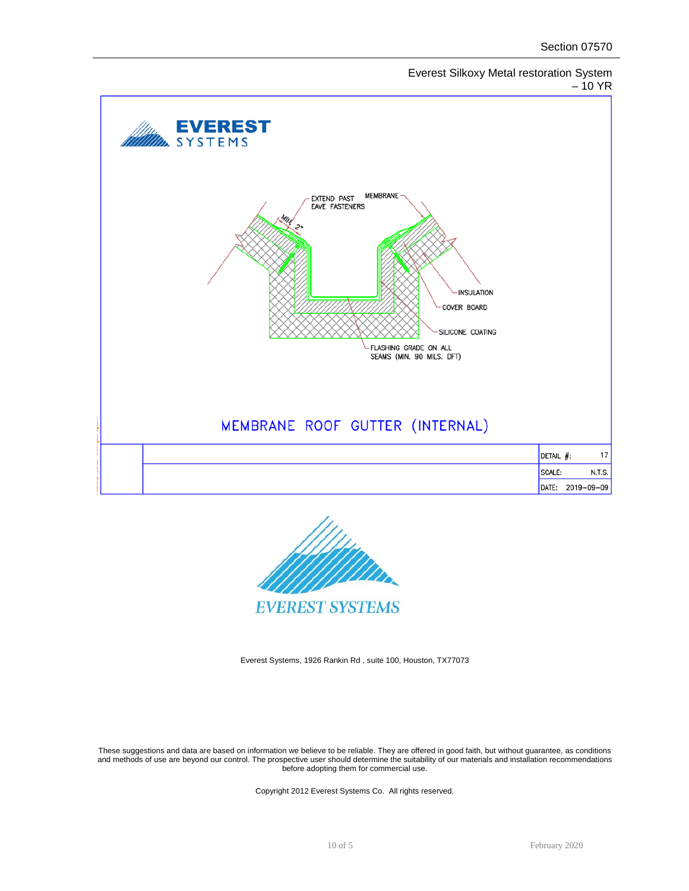Everest Silkoxy Metal restoration System – 10 YR

EVEREST SYSTEMS

EXTEND PAST EAVE FASTENERS

MEMBRANE

MIN. 2"

INSULATION

COVER BOARD

SILICONE COATING

FLASHING GRADE ON ALL SEAMS (MIN. 90 MILS. DFT)

MEMBRANE ROOF GUTTER (INTERNAL)

DETAIL #: 17

SCALE: N.T.S.

DATE: 2019-09-09

EVEREST SYSTEMS

Everest Systems, 1926 Rankin Rd , suite 100, Houston, TX77073

These suggestions and data are based on information we believe to be reliable. They are offered in good faith, but without guarantee, as conditions and methods of use are beyond our control. The prospective user should determine the suitability of our materials and installation recommendations before adopting them for commercial use.

Copyright 2012 Everest Systems Co. All rights reserved.